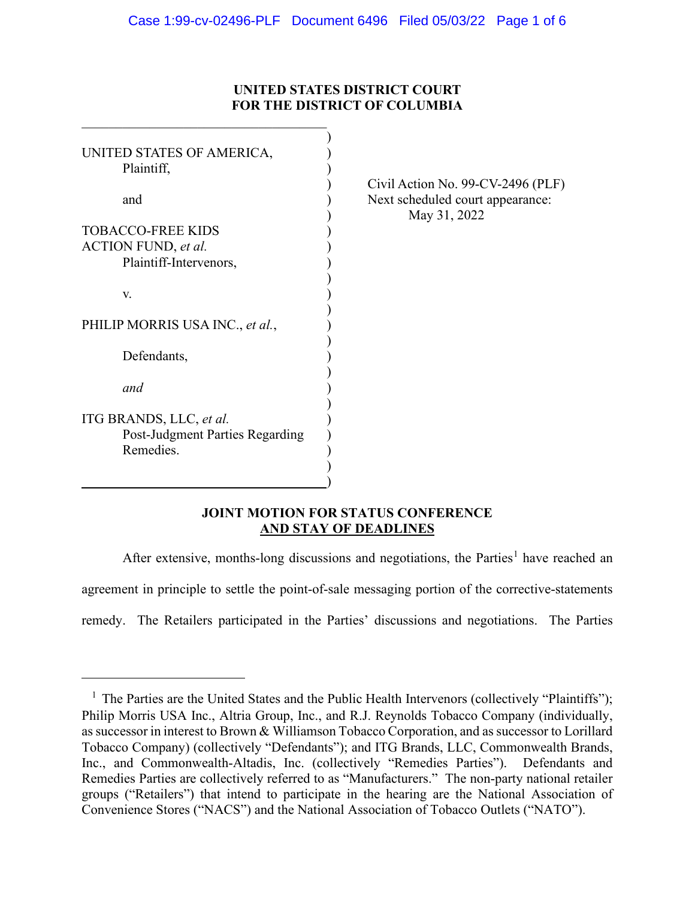**UNITED STATES DISTRICT COURT**
**FOR THE DISTRICT OF COLUMBIA**

| | |
|---|---|
| UNITED STATES OF AMERICA,<br>Plaintiff,<br><br>and<br><br>TOBACCO-FREE KIDS ACTION FUND, *et al.*<br>Plaintiff-Intervenors,<br><br>v.<br><br>PHILIP MORRIS USA INC., *et al.*,<br><br>Defendants,<br><br>*and*<br><br>ITG BRANDS, LLC, *et al.*<br>Post-Judgment Parties Regarding Remedies. | Civil Action No. 99-CV-2496 (PLF)<br>Next scheduled court appearance:<br>May 31, 2022 |

**JOINT MOTION FOR STATUS CONFERENCE AND STAY OF DEADLINES**

After extensive, months-long discussions and negotiations, the Parties[1] have reached an agreement in principle to settle the point-of-sale messaging portion of the corrective-statements remedy. The Retailers participated in the Parties' discussions and negotiations. The Parties

---

[1] The Parties are the United States and the Public Health Intervenors (collectively "Plaintiffs"); Philip Morris USA Inc., Altria Group, Inc., and R.J. Reynolds Tobacco Company (individually, as successor in interest to Brown & Williamson Tobacco Corporation, and as successor to Lorillard Tobacco Company) (collectively "Defendants"); and ITG Brands, LLC, Commonwealth Brands, Inc., and Commonwealth-Altadis, Inc. (collectively "Remedies Parties"). Defendants and Remedies Parties are collectively referred to as "Manufacturers." The non-party national retailer groups ("Retailers") that intend to participate in the hearing are the National Association of Convenience Stores ("NACS") and the National Association of Tobacco Outlets ("NATO").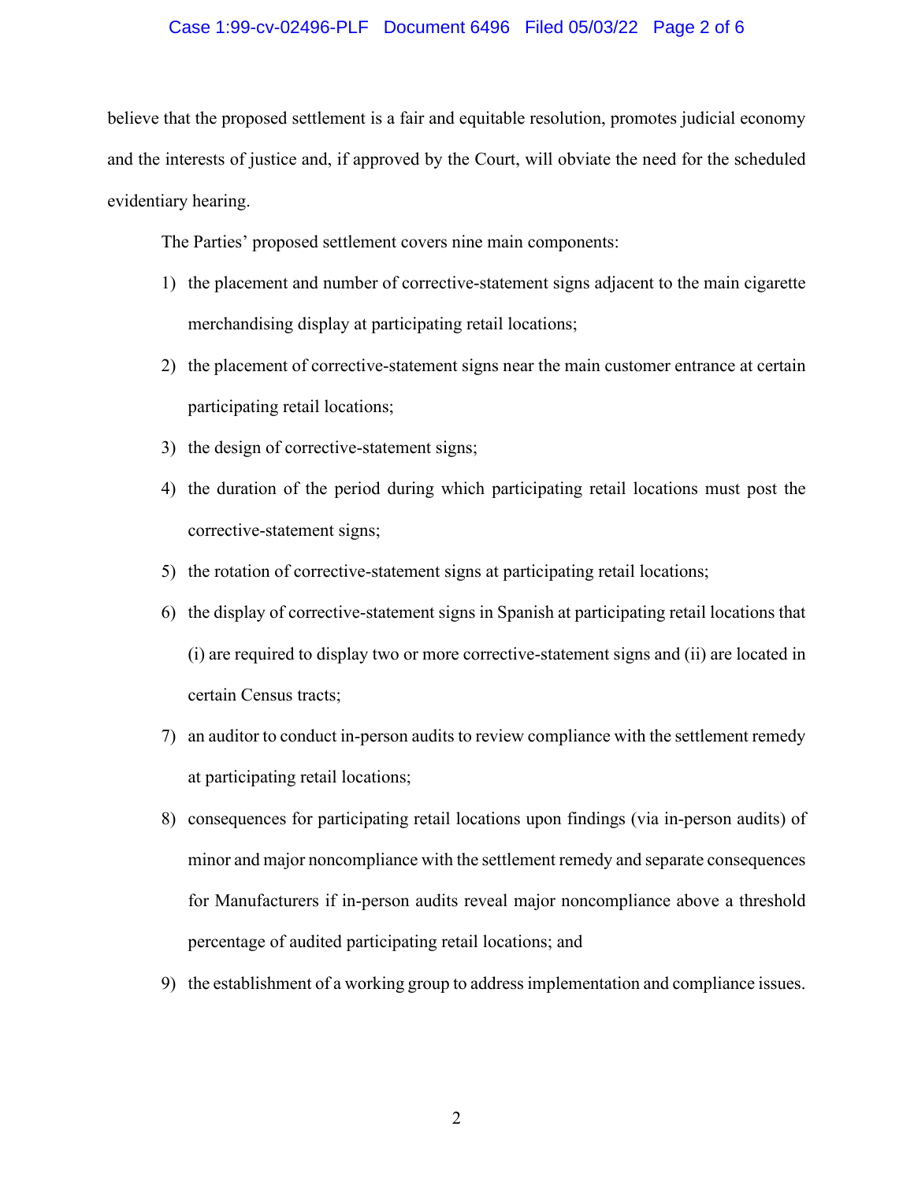believe that the proposed settlement is a fair and equitable resolution, promotes judicial economy and the interests of justice and, if approved by the Court, will obviate the need for the scheduled evidentiary hearing.

The Parties' proposed settlement covers nine main components:

1) the placement and number of corrective-statement signs adjacent to the main cigarette merchandising display at participating retail locations;
2) the placement of corrective-statement signs near the main customer entrance at certain participating retail locations;
3) the design of corrective-statement signs;
4) the duration of the period during which participating retail locations must post the corrective-statement signs;
5) the rotation of corrective-statement signs at participating retail locations;
6) the display of corrective-statement signs in Spanish at participating retail locations that (i) are required to display two or more corrective-statement signs and (ii) are located in certain Census tracts;
7) an auditor to conduct in-person audits to review compliance with the settlement remedy at participating retail locations;
8) consequences for participating retail locations upon findings (via in-person audits) of minor and major noncompliance with the settlement remedy and separate consequences for Manufacturers if in-person audits reveal major noncompliance above a threshold percentage of audited participating retail locations; and
9) the establishment of a working group to address implementation and compliance issues.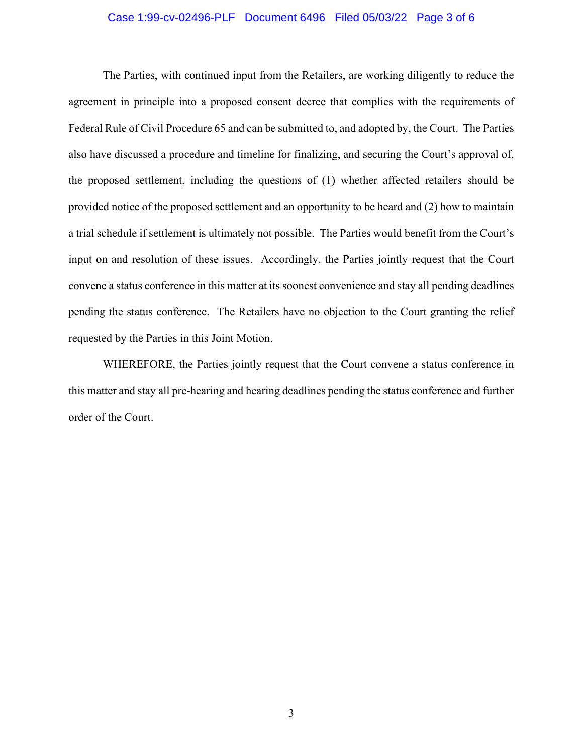The Parties, with continued input from the Retailers, are working diligently to reduce the agreement in principle into a proposed consent decree that complies with the requirements of Federal Rule of Civil Procedure 65 and can be submitted to, and adopted by, the Court. The Parties also have discussed a procedure and timeline for finalizing, and securing the Court's approval of, the proposed settlement, including the questions of (1) whether affected retailers should be provided notice of the proposed settlement and an opportunity to be heard and (2) how to maintain a trial schedule if settlement is ultimately not possible. The Parties would benefit from the Court's input on and resolution of these issues. Accordingly, the Parties jointly request that the Court convene a status conference in this matter at its soonest convenience and stay all pending deadlines pending the status conference. The Retailers have no objection to the Court granting the relief requested by the Parties in this Joint Motion.

WHEREFORE, the Parties jointly request that the Court convene a status conference in this matter and stay all pre-hearing and hearing deadlines pending the status conference and further order of the Court.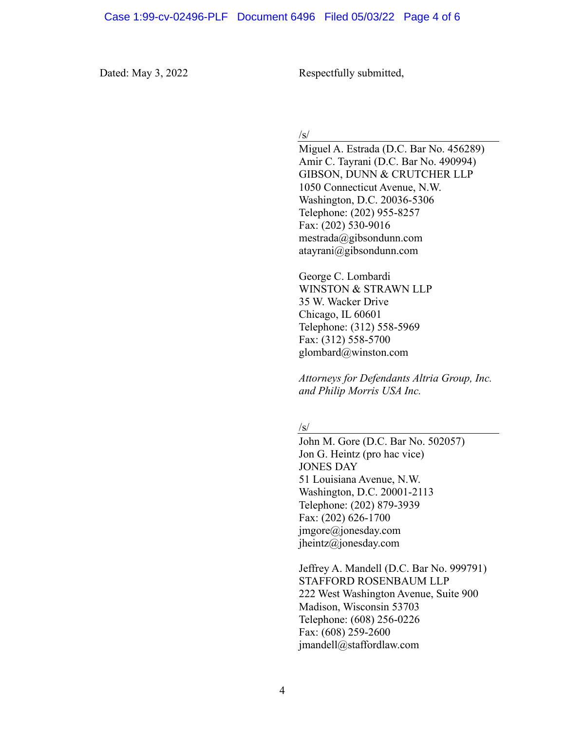Dated: May 3, 2022

Respectfully submitted,

/s/

Miguel A. Estrada (D.C. Bar No. 456289)
Amir C. Tayrani (D.C. Bar No. 490994)
GIBSON, DUNN & CRUTCHER LLP
1050 Connecticut Avenue, N.W.
Washington, D.C. 20036-5306
Telephone: (202) 955-8257
Fax: (202) 530-9016
mestrada@gibsondunn.com
atayrani@gibsondunn.com

George C. Lombardi
WINSTON & STRAWN LLP
35 W. Wacker Drive
Chicago, IL 60601
Telephone: (312) 558-5969
Fax: (312) 558-5700
glombard@winston.com

*Attorneys for Defendants Altria Group, Inc. and Philip Morris USA Inc.*

/s/

John M. Gore (D.C. Bar No. 502057)
Jon G. Heintz (pro hac vice)
JONES DAY
51 Louisiana Avenue, N.W.
Washington, D.C. 20001-2113
Telephone: (202) 879-3939
Fax: (202) 626-1700
jmgore@jonesday.com
jheintz@jonesday.com

Jeffrey A. Mandell (D.C. Bar No. 999791)
STAFFORD ROSENBAUM LLP
222 West Washington Avenue, Suite 900
Madison, Wisconsin 53703
Telephone: (608) 256-0226
Fax: (608) 259-2600
jmandell@staffordlaw.com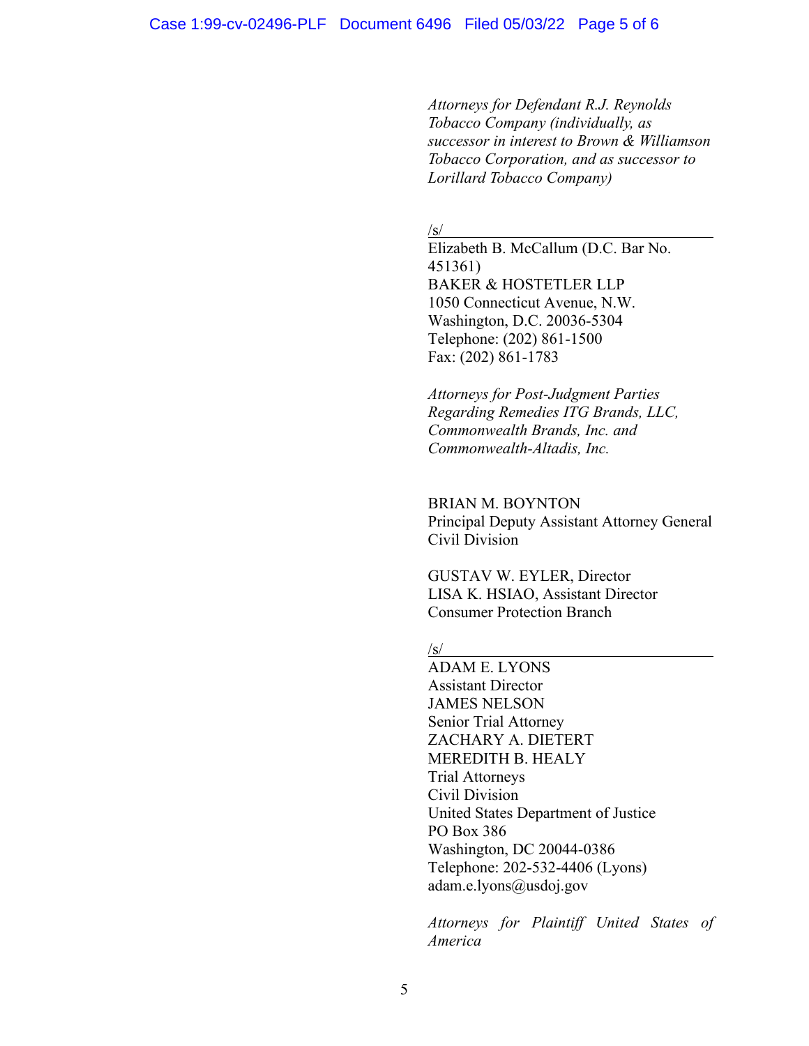*Attorneys for Defendant R.J. Reynolds Tobacco Company (individually, as successor in interest to Brown & Williamson Tobacco Corporation, and as successor to Lorillard Tobacco Company)*

/s/

Elizabeth B. McCallum (D.C. Bar No. 451361)
BAKER & HOSTETLER LLP
1050 Connecticut Avenue, N.W.
Washington, D.C. 20036-5304
Telephone: (202) 861-1500
Fax: (202) 861-1783

*Attorneys for Post-Judgment Parties Regarding Remedies ITG Brands, LLC, Commonwealth Brands, Inc. and Commonwealth-Altadis, Inc.*

BRIAN M. BOYNTON
Principal Deputy Assistant Attorney General
Civil Division

GUSTAV W. EYLER, Director
LISA K. HSIAO, Assistant Director
Consumer Protection Branch

/s/

ADAM E. LYONS
Assistant Director
JAMES NELSON
Senior Trial Attorney
ZACHARY A. DIETERT
MEREDITH B. HEALY
Trial Attorneys
Civil Division
United States Department of Justice
PO Box 386
Washington, DC 20044-0386
Telephone: 202-532-4406 (Lyons)
adam.e.lyons@usdoj.gov

*Attorneys for Plaintiff United States of America*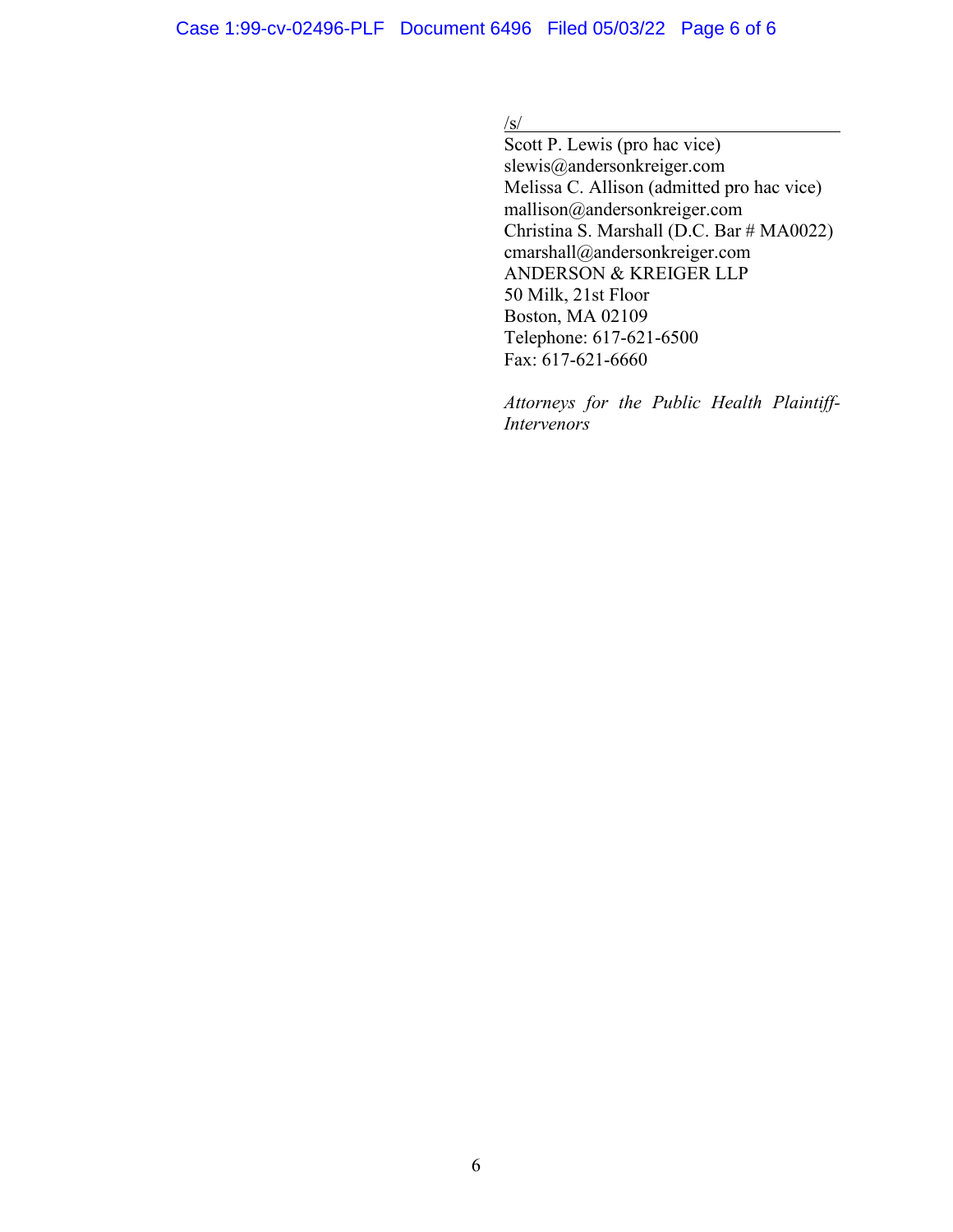/s/

Scott P. Lewis (pro hac vice)
slewis@andersonkreiger.com
Melissa C. Allison (admitted pro hac vice)
mallison@andersonkreiger.com
Christina S. Marshall (D.C. Bar # MA0022)
cmarshall@andersonkreiger.com
ANDERSON & KREIGER LLP
50 Milk, 21st Floor
Boston, MA 02109
Telephone: 617-621-6500
Fax: 617-621-6660

*Attorneys for the Public Health Plaintiff-Intervenors*